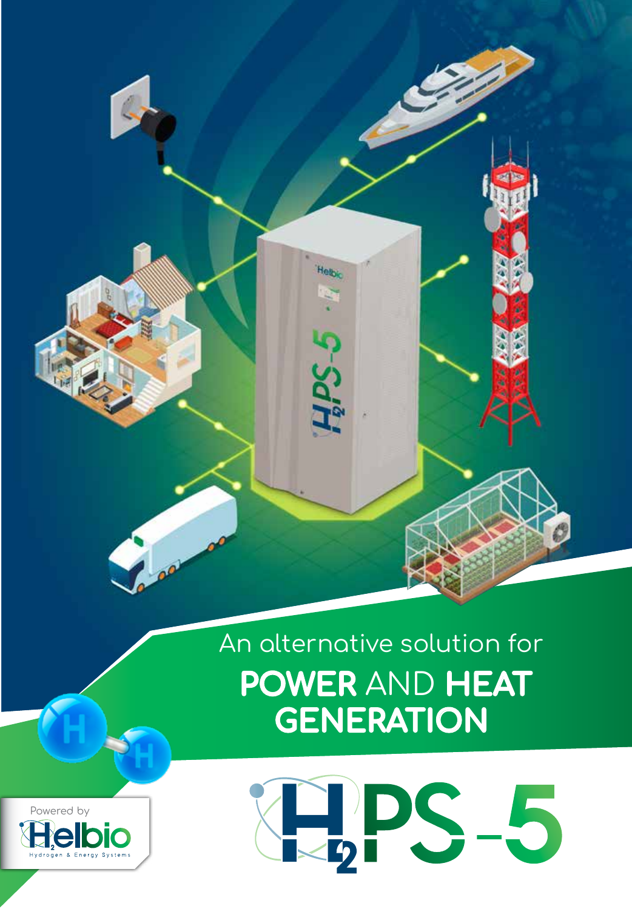An alternative solution for

# POWER AND HEAT GENERATION

# $H_2$PS-5

Powered by

Helbio

Hydrogen & Energy Systems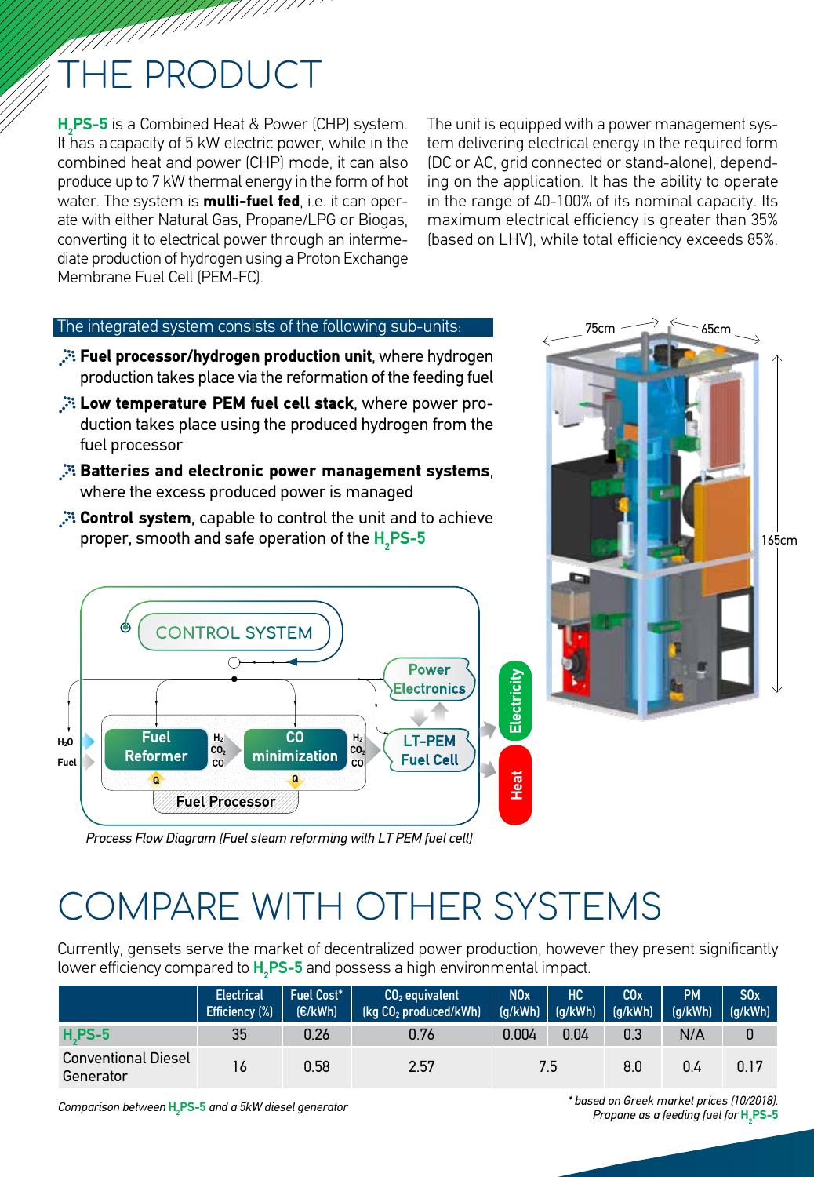# THE PRODUCT

**$H_2$PS-5** is a Combined Heat & Power (CHP) system. It has a capacity of 5 kW electric power, while in the combined heat and power (CHP) mode, it can also produce up to 7 kW thermal energy in the form of hot water. The system is **multi-fuel fed**, i.e. it can operate with either Natural Gas, Propane/LPG or Biogas, converting it to electrical power through an intermediate production of hydrogen using a Proton Exchange Membrane Fuel Cell (PEM-FC).

The unit is equipped with a power management system delivering electrical energy in the required form (DC or AC, grid connected or stand-alone), depending on the application. It has the ability to operate in the range of 40-100% of its nominal capacity. Its maximum electrical efficiency is greater than 35% (based on LHV), while total efficiency exceeds 85%.

The integrated system consists of the following sub-units:

- **Fuel processor/hydrogen production unit**, where hydrogen production takes place via the reformation of the feeding fuel
- **Low temperature PEM fuel cell stack**, where power production takes place using the produced hydrogen from the fuel processor
- **Batteries and electronic power management systems**, where the excess produced power is managed
- **Control system**, capable to control the unit and to achieve proper, smooth and safe operation of the $H_2$PS-5

75cm 65cm 165cm

CONTROL SYSTEM

Power Electronics

$H_2O$ Fuel — Fuel Reformer — $H_2$ $CO_2$ CO — CO minimization — $H_2$ $CO_2$ CO — LT-PEM Fuel Cell

Q Q

Fuel Processor

Electricity Heat

*Process Flow Diagram (Fuel steam reforming with LT PEM fuel cell)*

# COMPARE WITH OTHER SYSTEMS

Currently, gensets serve the market of decentralized power production, however they present significantly lower efficiency compared to $H_2$PS-5 and possess a high environmental impact.

| | Electrical Efficiency (%) | Fuel Cost* (€/kWh) | $CO_2$ equivalent (kg $CO_2$ produced/kWh) | NOx (g/kWh) | HC (g/kWh) | COx (g/kWh) | PM (g/kWh) | SOx (g/kWh) |
|---|---|---|---|---|---|---|---|---|
| $H_2$PS-5 | 35 | 0.26 | 0.76 | 0.004 | 0.04 | 0.3 | N/A | 0 |
| Conventional Diesel Generator | 16 | 0.58 | 2.57 | 7.5 | | 8.0 | 0.4 | 0.17 |

*Comparison between $H_2$PS-5 and a 5kW diesel generator*

*\* based on Greek market prices (10/2018). Propane as a feeding fuel for $H_2$PS-5*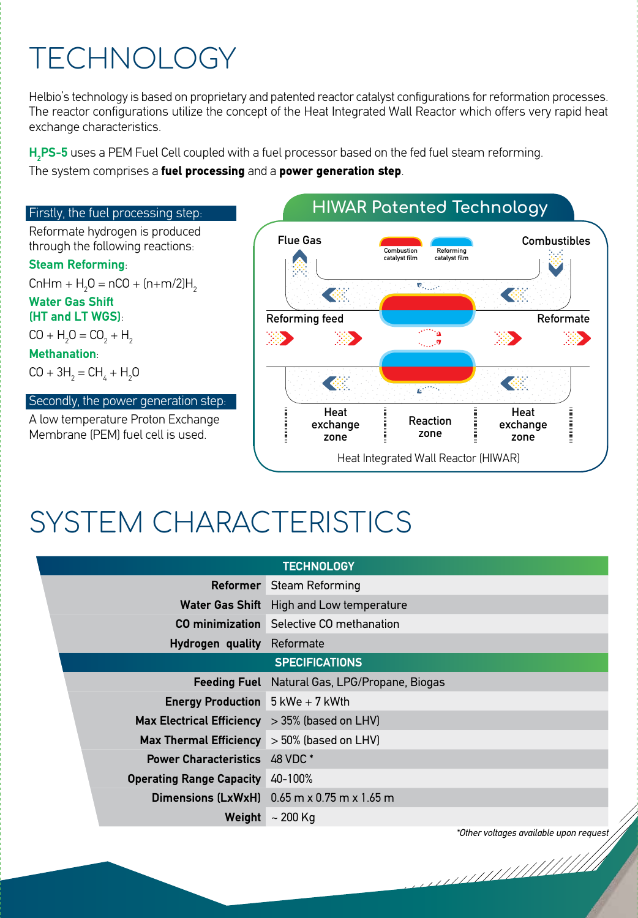# TECHNOLOGY

Helbio's technology is based on proprietary and patented reactor catalyst configurations for reformation processes. The reactor configurations utilize the concept of the Heat Integrated Wall Reactor which offers very rapid heat exchange characteristics.

**$H_2$PS-5** uses a PEM Fuel Cell coupled with a fuel processor based on the fed fuel steam reforming. The system comprises a **fuel processing** and a **power generation step**.

## Firstly, the fuel processing step:

Reformate hydrogen is produced through the following reactions:

**Steam Reforming**:

$$C_nH_m + H_2O = nCO + (n+m/2)H_2$$

**Water Gas Shift (HT and LT WGS)**:

$$CO + H_2O = CO_2 + H_2$$

**Methanation**:

$$CO + 3H_2 = CH_4 + H_2O$$

## Secondly, the power generation step:

A low temperature Proton Exchange Membrane (PEM) fuel cell is used.

## HIWAR Patented Technology

Flue Gas — Combustion catalyst film — Reforming catalyst film — Combustibles

Reforming feed — Reformate

Heat exchange zone — Reaction zone — Heat exchange zone

Heat Integrated Wall Reactor (HIWAR)

# SYSTEM CHARACTERISTICS

| TECHNOLOGY | |
|---|---|
| **Reformer** | Steam Reforming |
| **Water Gas Shift** | High and Low temperature |
| **CO minimization** | Selective CO methanation |
| **Hydrogen quality** | Reformate |
| **SPECIFICATIONS** | |
| **Feeding Fuel** | Natural Gas, LPG/Propane, Biogas |
| **Energy Production** | 5 kWe + 7 kWth |
| **Max Electrical Efficiency** | > 35% (based on LHV) |
| **Max Thermal Efficiency** | > 50% (based on LHV) |
| **Power Characteristics** | 48 VDC * |
| **Operating Range Capacity** | 40-100% |
| **Dimensions (LxWxH)** | 0.65 m x 0.75 m x 1.65 m |
| **Weight** | ~ 200 Kg |

*\*Other voltages available upon request*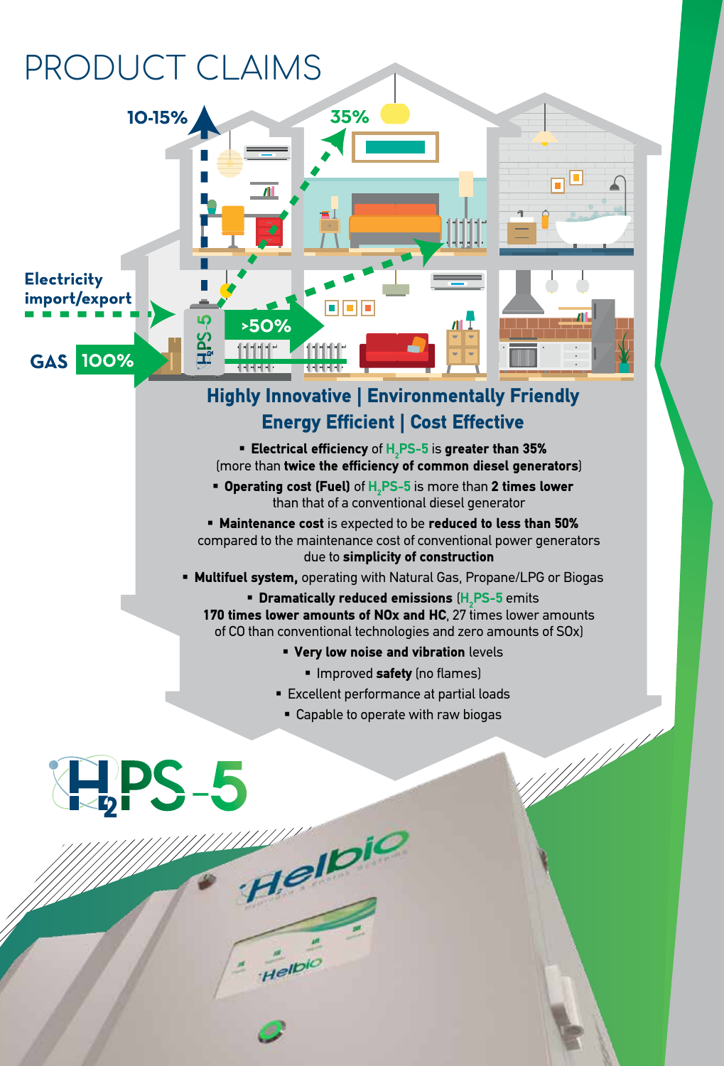# PRODUCT CLAIMS

10-15%

35%

Electricity import/export

GAS 100%

>50%

## Highly Innovative | Environmentally Friendly
## Energy Efficient | Cost Effective

- **Electrical efficiency** of $H_2$PS-5 is **greater than 35%** (more than **twice the efficiency of common diesel generators**)
- **Operating cost (Fuel)** of $H_2$PS-5 is more than **2 times lower** than that of a conventional diesel generator
- **Maintenance cost** is expected to be **reduced to less than 50%** compared to the maintenance cost of conventional power generators due to **simplicity of construction**
- **Multifuel system,** operating with Natural Gas, Propane/LPG or Biogas
- **Dramatically reduced emissions** ($H_2$PS-5 emits **170 times lower amounts of NOx and HC**, 27 times lower amounts of CO than conventional technologies and zero amounts of SOx)
- **Very low noise and vibration** levels
- Improved **safety** (no flames)
- Excellent performance at partial loads
- Capable to operate with raw biogas

$H_2$PS-5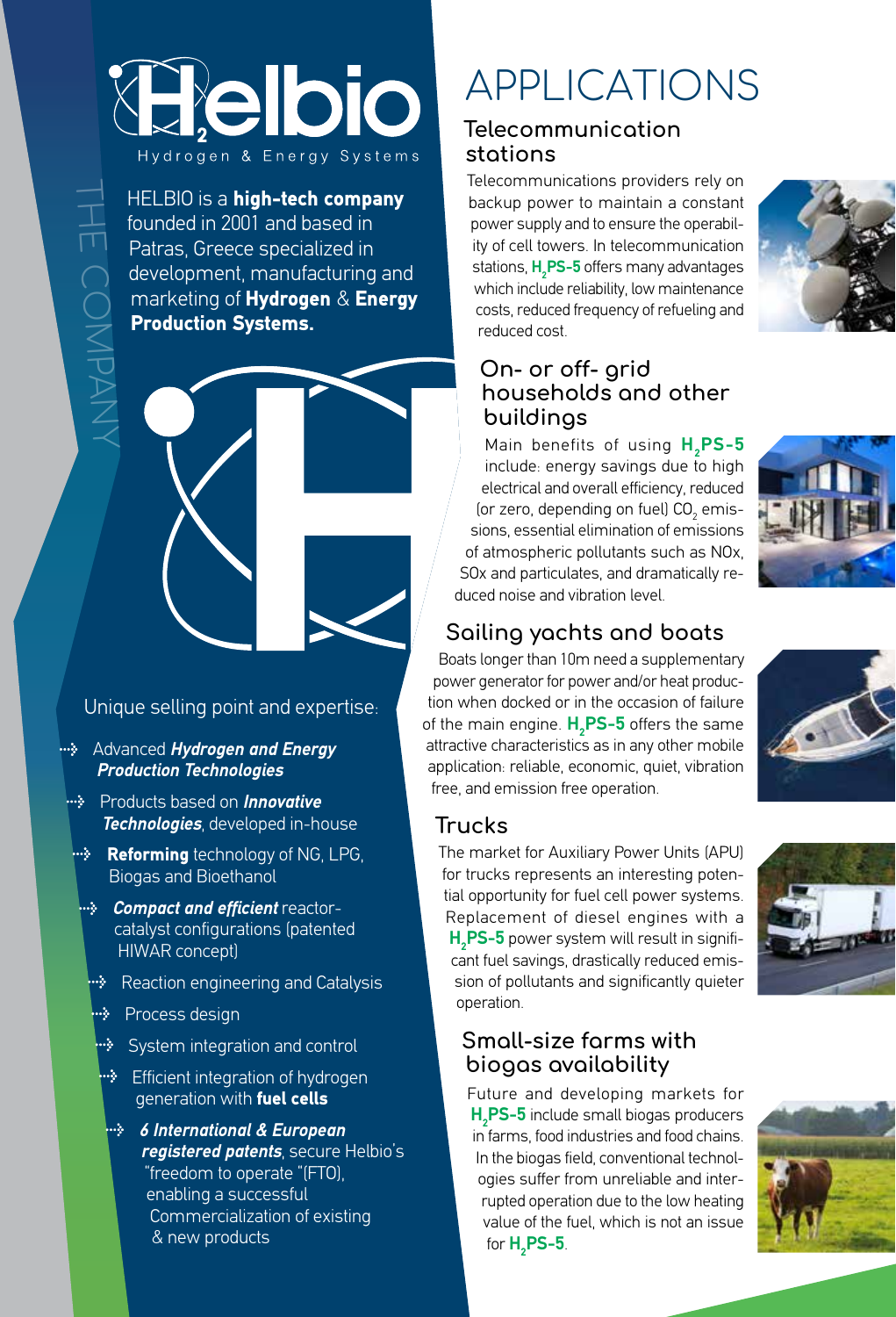# Helbio

Hydrogen & Energy Systems

## THE COMPANY

HELBIO is a **high-tech company** founded in 2001 and based in Patras, Greece specialized in development, manufacturing and marketing of **Hydrogen** & **Energy Production Systems.**

Unique selling point and expertise:

- Advanced ***Hydrogen and Energy Production Technologies***
- Products based on ***Innovative Technologies***, developed in-house
- **Reforming** technology of NG, LPG, Biogas and Bioethanol
- ***Compact and efficient*** reactor-catalyst configurations (patented HIWAR concept)
- Reaction engineering and Catalysis
- Process design
- System integration and control
- Efficient integration of hydrogen generation with **fuel cells**
- ***6 International & European registered patents***, secure Helbio's "freedom to operate "(FTO), enabling a successful Commercialization of existing & new products

# APPLICATIONS

## Telecommunication stations

Telecommunications providers rely on backup power to maintain a constant power supply and to ensure the operability of cell towers. In telecommunication stations, **$H_2$PS-5** offers many advantages which include reliability, low maintenance costs, reduced frequency of refueling and reduced cost.

## On- or off- grid households and other buildings

Main benefits of using **$H_2$PS-5** include: energy savings due to high electrical and overall efficiency, reduced (or zero, depending on fuel) $CO_2$ emissions, essential elimination of emissions of atmospheric pollutants such as NOx, SOx and particulates, and dramatically reduced noise and vibration level.

## Sailing yachts and boats

Boats longer than 10m need a supplementary power generator for power and/or heat production when docked or in the occasion of failure of the main engine. **$H_2$PS-5** offers the same attractive characteristics as in any other mobile application: reliable, economic, quiet, vibration free, and emission free operation.

## Trucks

The market for Auxiliary Power Units (APU) for trucks represents an interesting potential opportunity for fuel cell power systems. Replacement of diesel engines with a **$H_2$PS-5** power system will result in significant fuel savings, drastically reduced emission of pollutants and significantly quieter operation.

## Small-size farms with biogas availability

Future and developing markets for **$H_2$PS-5** include small biogas producers in farms, food industries and food chains. In the biogas field, conventional technologies suffer from unreliable and interrupted operation due to the low heating value of the fuel, which is not an issue for **$H_2$PS-5**.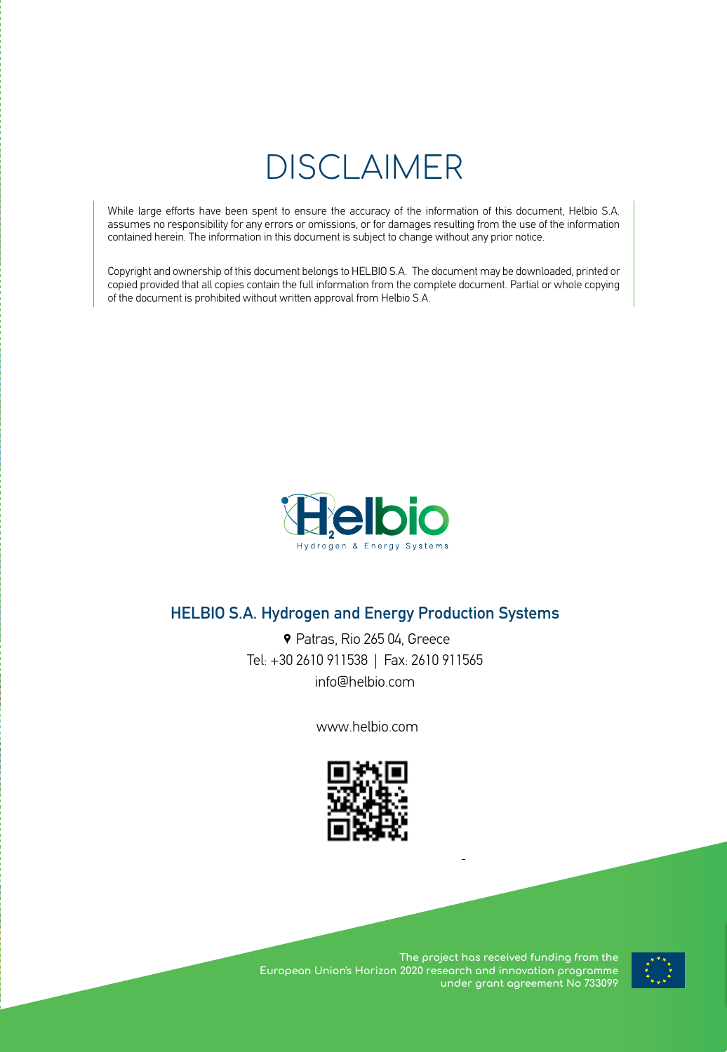# DISCLAIMER

While large efforts have been spent to ensure the accuracy of the information of this document, Helbio S.A. assumes no responsibility for any errors or omissions, or for damages resulting from the use of the information contained herein. The information in this document is subject to change without any prior notice.

Copyright and ownership of this document belongs to HELBIO S.A. The document may be downloaded, printed or copied provided that all copies contain the full information from the complete document. Partial or whole copying of the document is prohibited without written approval from Helbio S.A.

Helbio

Hydrogen & Energy Systems

## HELBIO S.A. Hydrogen and Energy Production Systems

Patras, Rio 265 04, Greece

Tel: +30 2610 911538 | Fax: 2610 911565

info@helbio.com

www.helbio.com

The project has received funding from the European Union's Horizon 2020 research and innovation programme under grant agreement No 733099